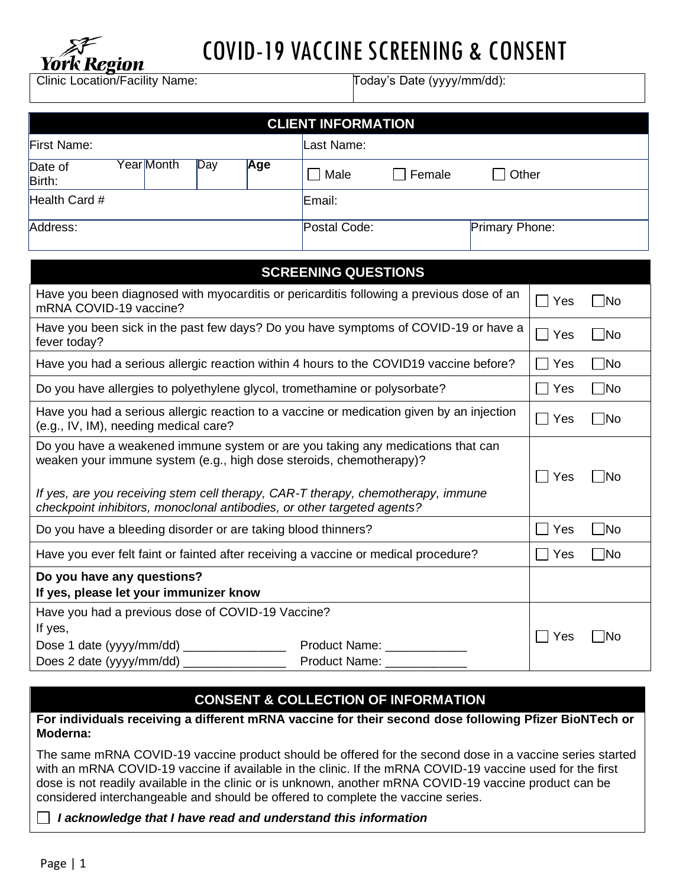York Region

# COVID-19 VACCINE SCREENING & CONSENT

| Clinic Location/Facility Name: | Today's Date (yyyy/mm/dd): |
|---|---|

## CLIENT INFORMATION

| | | | | | | |
|---|---|---|---|---|---|---|
| First Name: | | | | Last Name: | | |
| Date of Birth: Year | Month | Day | **Age** | ☐ Male | ☐ Female | ☐ Other |
| Health Card # | | | | Email: | | |
| Address: | | | | Postal Code: | | Primary Phone: |

## SCREENING QUESTIONS

| Question | Response |
|---|---|
| Have you been diagnosed with myocarditis or pericarditis following a previous dose of an mRNA COVID-19 vaccine? | ☐ Yes ☐ No |
| Have you been sick in the past few days? Do you have symptoms of COVID-19 or have a fever today? | ☐ Yes ☐ No |
| Have you had a serious allergic reaction within 4 hours to the COVID19 vaccine before? | ☐ Yes ☐ No |
| Do you have allergies to polyethylene glycol, tromethamine or polysorbate? | ☐ Yes ☐ No |
| Have you had a serious allergic reaction to a vaccine or medication given by an injection (e.g., IV, IM), needing medical care? | ☐ Yes ☐ No |
| Do you have a weakened immune system or are you taking any medications that can weaken your immune system (e.g., high dose steroids, chemotherapy)?<br><br>*If yes, are you receiving stem cell therapy, CAR-T therapy, chemotherapy, immune checkpoint inhibitors, monoclonal antibodies, or other targeted agents?* | ☐ Yes ☐ No |
| Do you have a bleeding disorder or are taking blood thinners? | ☐ Yes ☐ No |
| Have you ever felt faint or fainted after receiving a vaccine or medical procedure? | ☐ Yes ☐ No |
| **Do you have any questions?**<br>**If yes, please let your immunizer know** | |
| Have you had a previous dose of COVID-19 Vaccine?<br>If yes,<br>Dose 1 date (yyyy/mm/dd) _______________ Product Name: ____________<br>Does 2 date (yyyy/mm/dd) _______________ Product Name: ____________ | ☐ Yes ☐ No |

## CONSENT & COLLECTION OF INFORMATION

**For individuals receiving a different mRNA vaccine for their second dose following Pfizer BioNTech or Moderna:**

The same mRNA COVID-19 vaccine product should be offered for the second dose in a vaccine series started with an mRNA COVID-19 vaccine if available in the clinic. If the mRNA COVID-19 vaccine used for the first dose is not readily available in the clinic or is unknown, another mRNA COVID-19 vaccine product can be considered interchangeable and should be offered to complete the vaccine series.

☐ ***I acknowledge that I have read and understand this information***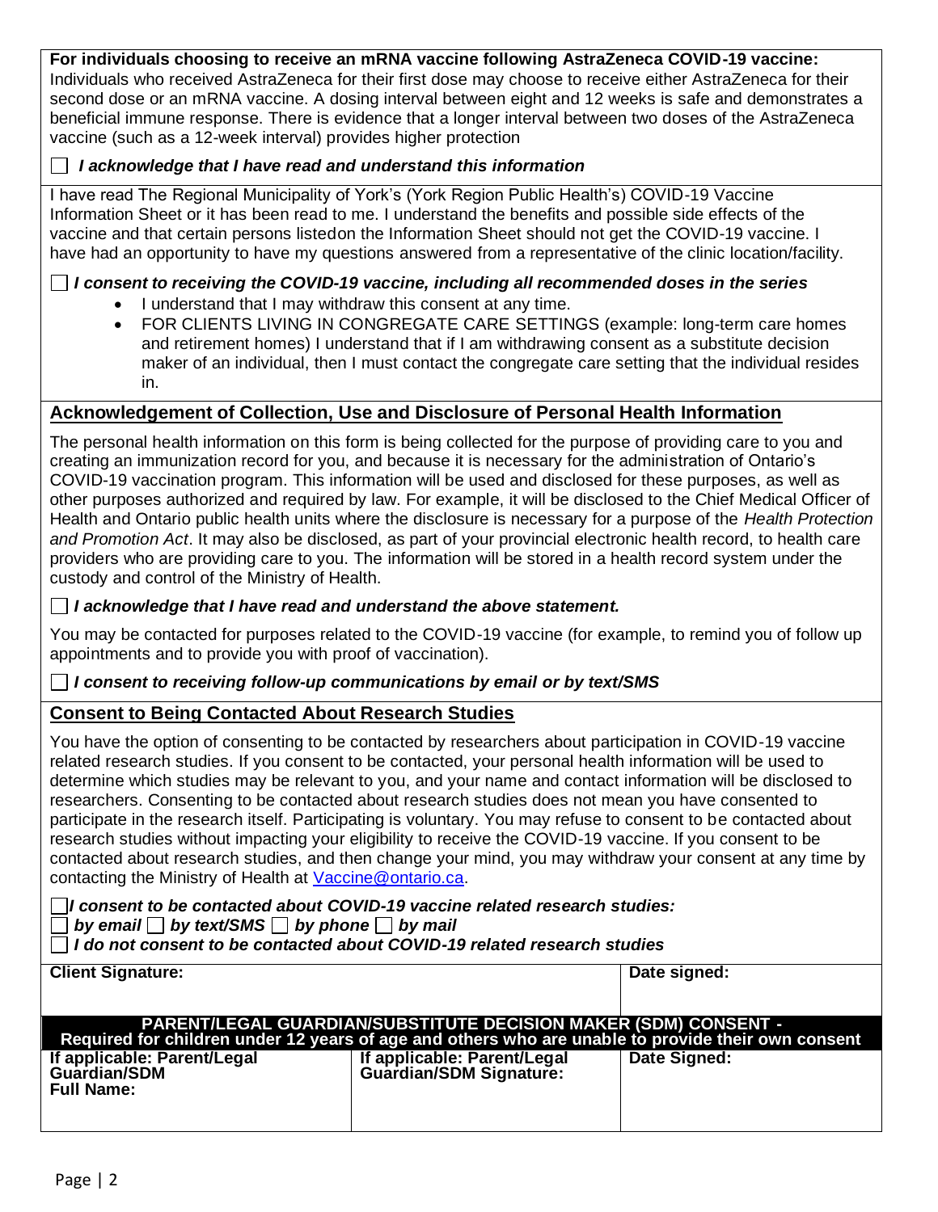**For individuals choosing to receive an mRNA vaccine following AstraZeneca COVID-19 vaccine:**
Individuals who received AstraZeneca for their first dose may choose to receive either AstraZeneca for their second dose or an mRNA vaccine. A dosing interval between eight and 12 weeks is safe and demonstrates a beneficial immune response. There is evidence that a longer interval between two doses of the AstraZeneca vaccine (such as a 12-week interval) provides higher protection

☐ ***I acknowledge that I have read and understand this information***

I have read The Regional Municipality of York's (York Region Public Health's) COVID-19 Vaccine Information Sheet or it has been read to me. I understand the benefits and possible side effects of the vaccine and that certain persons listedon the Information Sheet should not get the COVID-19 vaccine. I have had an opportunity to have my questions answered from a representative of the clinic location/facility.

☐ ***I consent to receiving the COVID-19 vaccine, including all recommended doses in the series***

- I understand that I may withdraw this consent at any time.
- FOR CLIENTS LIVING IN CONGREGATE CARE SETTINGS (example: long-term care homes and retirement homes) I understand that if I am withdrawing consent as a substitute decision maker of an individual, then I must contact the congregate care setting that the individual resides in.

## Acknowledgement of Collection, Use and Disclosure of Personal Health Information

The personal health information on this form is being collected for the purpose of providing care to you and creating an immunization record for you, and because it is necessary for the administration of Ontario's COVID-19 vaccination program. This information will be used and disclosed for these purposes, as well as other purposes authorized and required by law. For example, it will be disclosed to the Chief Medical Officer of Health and Ontario public health units where the disclosure is necessary for a purpose of the *Health Protection and Promotion Act*. It may also be disclosed, as part of your provincial electronic health record, to health care providers who are providing care to you. The information will be stored in a health record system under the custody and control of the Ministry of Health.

☐ ***I acknowledge that I have read and understand the above statement.***

You may be contacted for purposes related to the COVID-19 vaccine (for example, to remind you of follow up appointments and to provide you with proof of vaccination).

☐ ***I consent to receiving follow-up communications by email or by text/SMS***

## Consent to Being Contacted About Research Studies

You have the option of consenting to be contacted by researchers about participation in COVID-19 vaccine related research studies. If you consent to be contacted, your personal health information will be used to determine which studies may be relevant to you, and your name and contact information will be disclosed to researchers. Consenting to be contacted about research studies does not mean you have consented to participate in the research itself. Participating is voluntary. You may refuse to consent to be contacted about research studies without impacting your eligibility to receive the COVID-19 vaccine. If you consent to be contacted about research studies, and then change your mind, you may withdraw your consent at any time by contacting the Ministry of Health at Vaccine@ontario.ca.

☐ ***I consent to be contacted about COVID-19 vaccine related research studies:***
☐ ***by email*** ☐ ***by text/SMS*** ☐ ***by phone*** ☐ ***by mail***
☐ ***I do not consent to be contacted about COVID-19 related research studies***

| **Client Signature:** | | **Date signed:** |
|---|---|---|
| **PARENT/LEGAL GUARDIAN/SUBSTITUTE DECISION MAKER (SDM) CONSENT - Required for children under 12 years of age and others who are unable to provide their own consent** | | |
| **If applicable: Parent/Legal Guardian/SDM Full Name:** | **If applicable: Parent/Legal Guardian/SDM Signature:** | **Date Signed:** |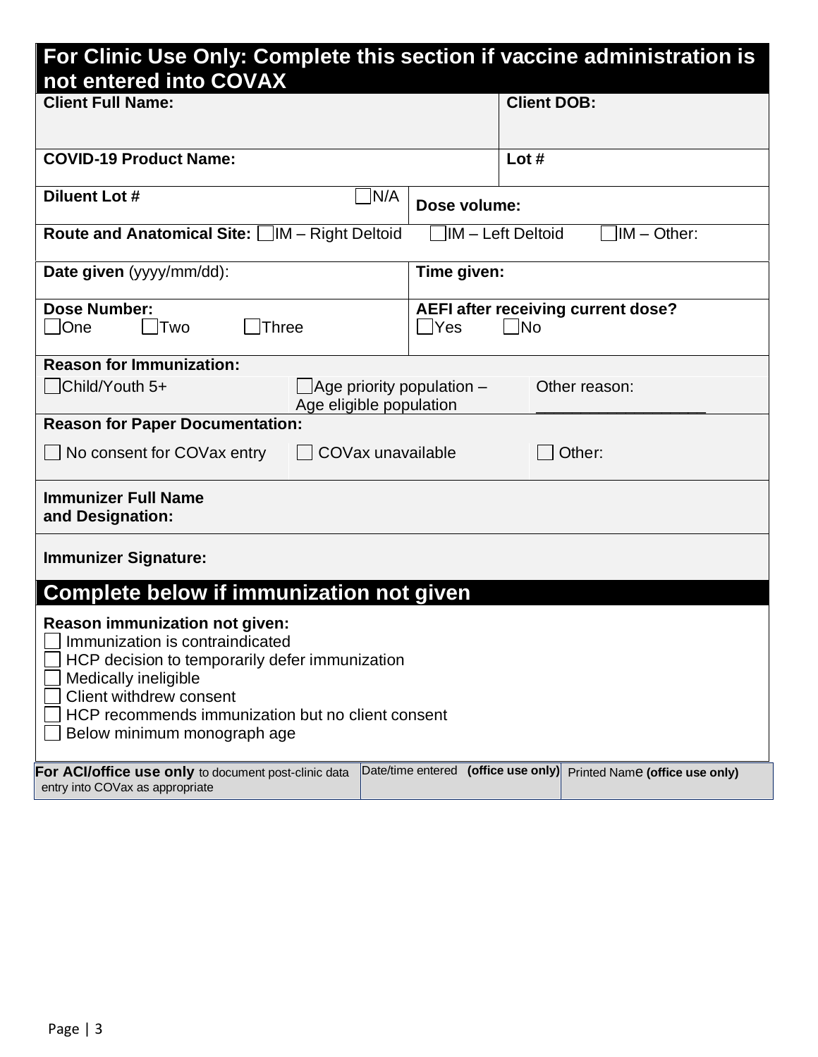## For Clinic Use Only: Complete this section if vaccine administration is not entered into COVAX

| | |
|---|---|
| **Client Full Name:** | **Client DOB:** |
| **COVID-19 Product Name:** | **Lot #** |
| **Diluent Lot #** ☐ N/A | **Dose volume:** |

**Route and Anatomical Site:** ☐ IM – Right Deltoid ☐ IM – Left Deltoid ☐ IM – Other:

| | |
|---|---|
| **Date given** (yyyy/mm/dd): | **Time given:** |
| **Dose Number:** ☐ One ☐ Two ☐ Three | **AEFI after receiving current dose?** ☐ Yes ☐ No |

**Reason for Immunization:**

☐ Child/Youth 5+ ☐ Age priority population – Age eligible population Other reason: ___________________

**Reason for Paper Documentation:**

☐ No consent for COVax entry ☐ COVax unavailable ☐ Other:

**Immunizer Full Name and Designation:**

**Immunizer Signature:**

## Complete below if immunization not given

**Reason immunization not given:**

☐ Immunization is contraindicated
☐ HCP decision to temporarily defer immunization
☐ Medically ineligible
☐ Client withdrew consent
☐ HCP recommends immunization but no client consent
☐ Below minimum monograph age

| | | |
|---|---|---|
| **For ACI/office use only** to document post-clinic data entry into COVax as appropriate | Date/time entered **(office use only)** | Printed Name **(office use only)** |